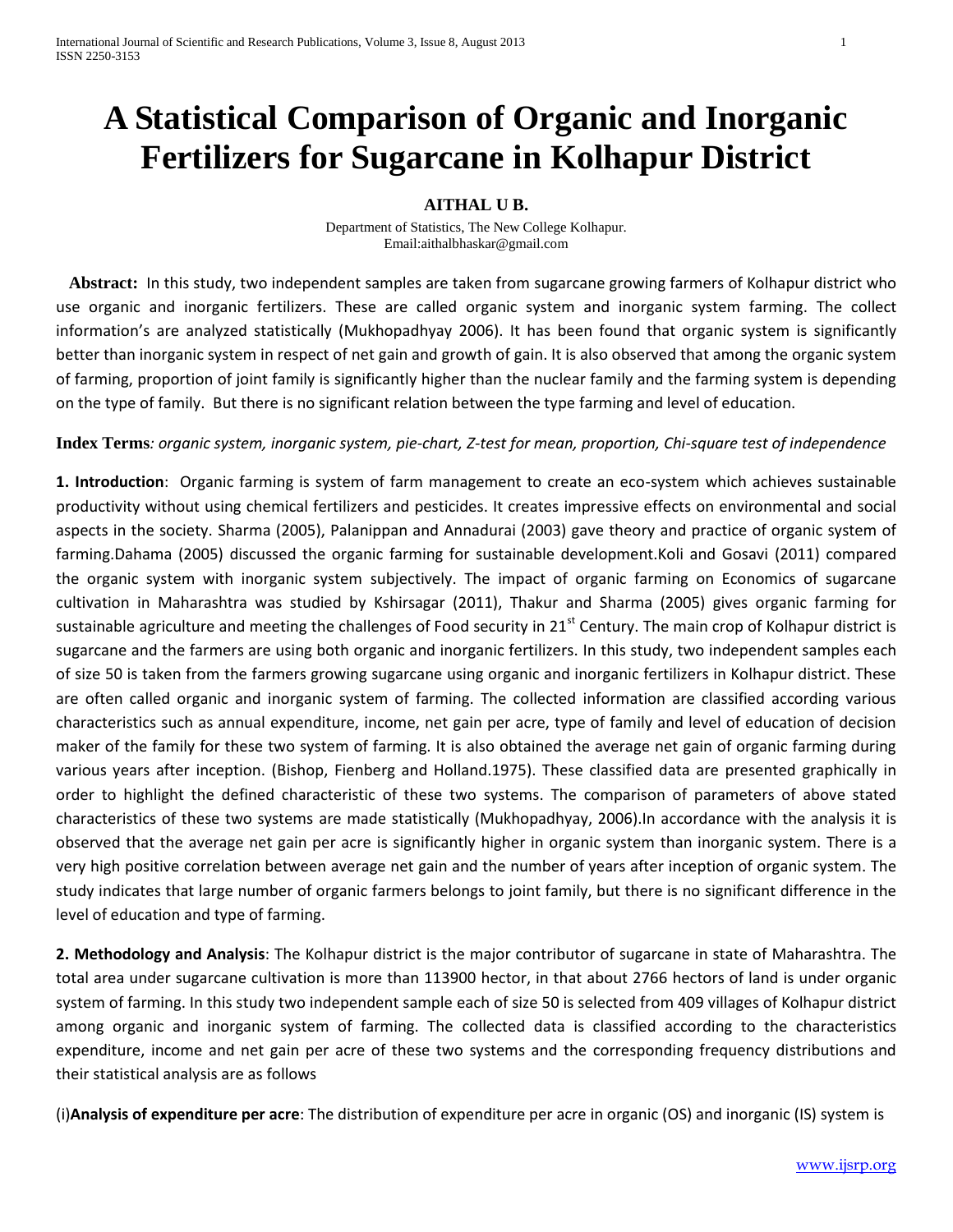# A Statistical Comparison of Organic and Inorganic Fertilizers for Sugarcane in Kolhapur District

**AITHAL U B.**

Department of Statistics, The New College Kolhapur.
Email:aithalbhaskar@gmail.com

**Abstract:** In this study, two independent samples are taken from sugarcane growing farmers of Kolhapur district who use organic and inorganic fertilizers. These are called organic system and inorganic system farming. The collect information's are analyzed statistically (Mukhopadhyay 2006). It has been found that organic system is significantly better than inorganic system in respect of net gain and growth of gain. It is also observed that among the organic system of farming, proportion of joint family is significantly higher than the nuclear family and the farming system is depending on the type of family. But there is no significant relation between the type farming and level of education.

**Index Terms**: *organic system, inorganic system, pie-chart, Z-test for mean, proportion, Chi-square test of independence*

**1. Introduction**: Organic farming is system of farm management to create an eco-system which achieves sustainable productivity without using chemical fertilizers and pesticides. It creates impressive effects on environmental and social aspects in the society. Sharma (2005), Palanippan and Annadurai (2003) gave theory and practice of organic system of farming.Dahama (2005) discussed the organic farming for sustainable development.Koli and Gosavi (2011) compared the organic system with inorganic system subjectively. The impact of organic farming on Economics of sugarcane cultivation in Maharashtra was studied by Kshirsagar (2011), Thakur and Sharma (2005) gives organic farming for sustainable agriculture and meeting the challenges of Food security in 21st Century. The main crop of Kolhapur district is sugarcane and the farmers are using both organic and inorganic fertilizers. In this study, two independent samples each of size 50 is taken from the farmers growing sugarcane using organic and inorganic fertilizers in Kolhapur district. These are often called organic and inorganic system of farming. The collected information are classified according various characteristics such as annual expenditure, income, net gain per acre, type of family and level of education of decision maker of the family for these two system of farming. It is also obtained the average net gain of organic farming during various years after inception. (Bishop, Fienberg and Holland.1975). These classified data are presented graphically in order to highlight the defined characteristic of these two systems. The comparison of parameters of above stated characteristics of these two systems are made statistically (Mukhopadhyay, 2006).In accordance with the analysis it is observed that the average net gain per acre is significantly higher in organic system than inorganic system. There is a very high positive correlation between average net gain and the number of years after inception of organic system. The study indicates that large number of organic farmers belongs to joint family, but there is no significant difference in the level of education and type of farming.

**2. Methodology and Analysis**: The Kolhapur district is the major contributor of sugarcane in state of Maharashtra. The total area under sugarcane cultivation is more than 113900 hector, in that about 2766 hectors of land is under organic system of farming. In this study two independent sample each of size 50 is selected from 409 villages of Kolhapur district among organic and inorganic system of farming. The collected data is classified according to the characteristics expenditure, income and net gain per acre of these two systems and the corresponding frequency distributions and their statistical analysis are as follows

(i)**Analysis of expenditure per acre**: The distribution of expenditure per acre in organic (OS) and inorganic (IS) system is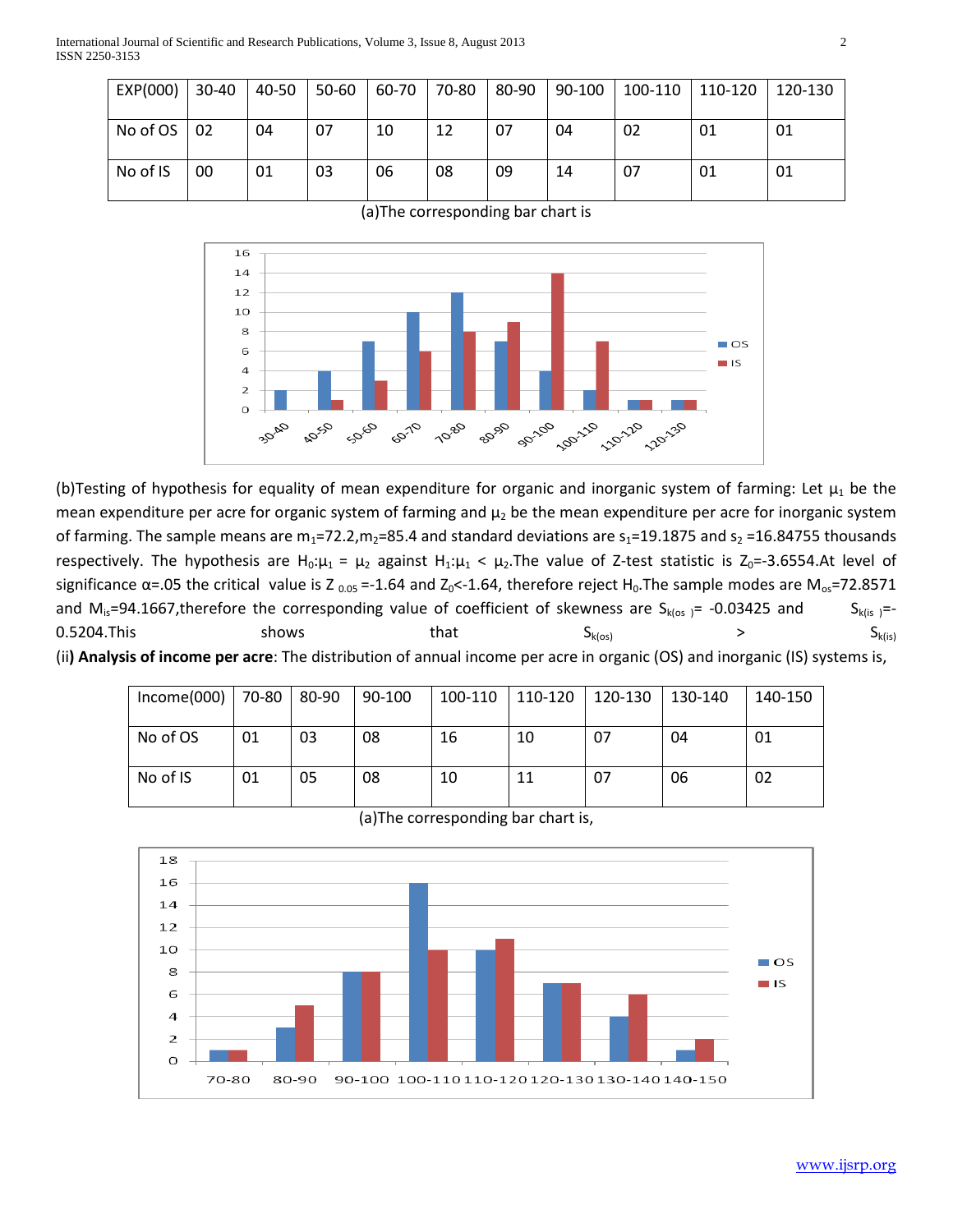| EXP(000) | 30-40 | 40-50 | 50-60 | 60-70 | 70-80 | 80-90 | 90-100 | 100-110 | 110-120 | 120-130 |
|---|---|---|---|---|---|---|---|---|---|---|
| No of OS | 02 | 04 | 07 | 10 | 12 | 07 | 04 | 02 | 01 | 01 |
| No of IS | 00 | 01 | 03 | 06 | 08 | 09 | 14 | 07 | 01 | 01 |

(a)The corresponding bar chart is

(b)Testing of hypothesis for equality of mean expenditure for organic and inorganic system of farming: Let $\mu_1$ be the mean expenditure per acre for organic system of farming and $\mu_2$ be the mean expenditure per acre for inorganic system of farming. The sample means are $m_1$=72.2,$m_2$=85.4 and standard deviations are $s_1$=19.1875 and $s_2$ =16.84755 thousands respectively. The hypothesis are $H_0$:$\mu_1$ = $\mu_2$ against $H_1$:$\mu_1$ < $\mu_2$.The value of Z-test statistic is $Z_0$=-3.6554.At level of significance $\alpha$=.05 the critical value is $Z_{0.05}$ =-1.64 and $Z_0$<-1.64, therefore reject $H_0$.The sample modes are $M_{os}$=72.8571 and $M_{is}$=94.1667,therefore the corresponding value of coefficient of skewness are $S_{k(os)}$= -0.03425 and $S_{k(is)}$=-0.5204.This shows that $S_{k(os)}$ > $S_{k(is)}$

(ii**) Analysis of income per acre**: The distribution of annual income per acre in organic (OS) and inorganic (IS) systems is,

| Income(000) | 70-80 | 80-90 | 90-100 | 100-110 | 110-120 | 120-130 | 130-140 | 140-150 |
|---|---|---|---|---|---|---|---|---|
| No of OS | 01 | 03 | 08 | 16 | 10 | 07 | 04 | 01 |
| No of IS | 01 | 05 | 08 | 10 | 11 | 07 | 06 | 02 |

(a)The corresponding bar chart is,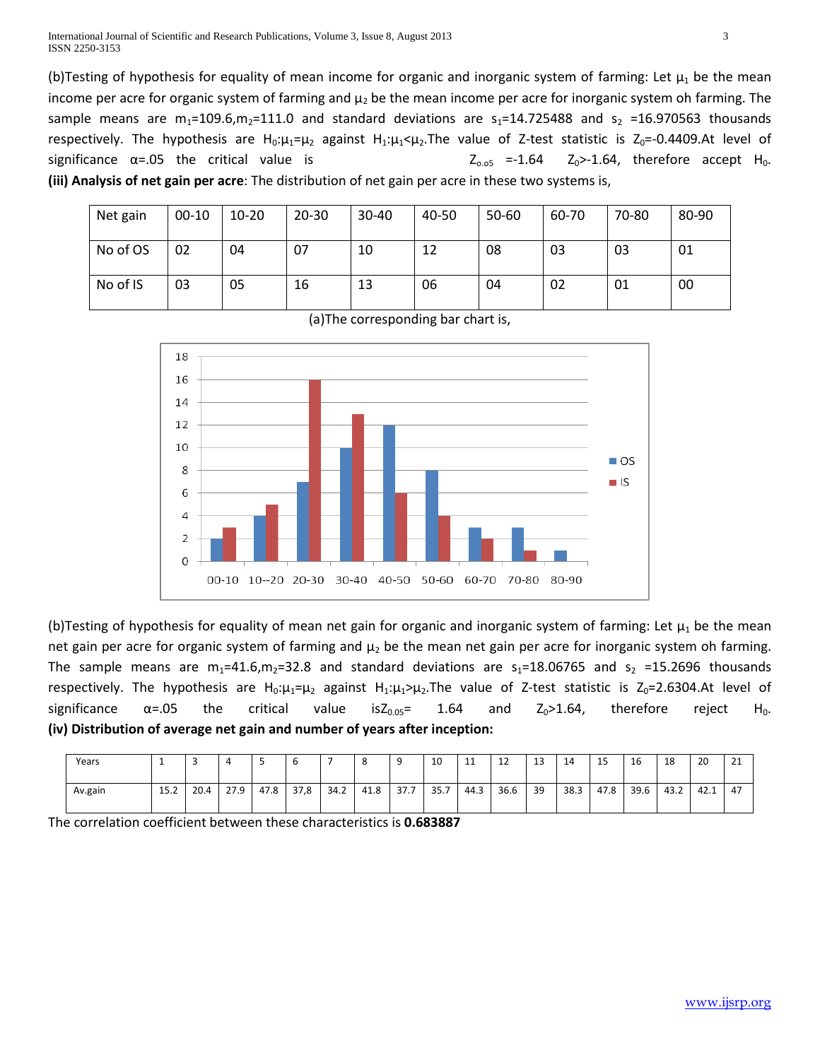(b)Testing of hypothesis for equality of mean income for organic and inorganic system of farming: Let $\mu_1$ be the mean income per acre for organic system of farming and $\mu_2$ be the mean income per acre for inorganic system oh farming. The sample means are $m_1$=109.6,$m_2$=111.0 and standard deviations are $s_1$=14.725488 and $s_2$ =16.970563 thousands respectively. The hypothesis are $H_0$:$\mu_1$=$\mu_2$ against $H_1$:$\mu_1$<$\mu_2$.The value of Z-test statistic is $Z_0$=-0.4409.At level of significance α=.05 the critical value is $Z_{o.o5}$ =-1.64 $Z_0$>-1.64, therefore accept $H_0$.

**(iii) Analysis of net gain per acre**: The distribution of net gain per acre in these two systems is,

| Net gain | 00-10 | 10-20 | 20-30 | 30-40 | 40-50 | 50-60 | 60-70 | 70-80 | 80-90 |
|---|---|---|---|---|---|---|---|---|---|
| No of OS | 02 | 04 | 07 | 10 | 12 | 08 | 03 | 03 | 01 |
| No of IS | 03 | 05 | 16 | 13 | 06 | 04 | 02 | 01 | 00 |

(a)The corresponding bar chart is,

(b)Testing of hypothesis for equality of mean net gain for organic and inorganic system of farming: Let $\mu_1$ be the mean net gain per acre for organic system of farming and $\mu_2$ be the mean net gain per acre for inorganic system oh farming. The sample means are $m_1$=41.6,$m_2$=32.8 and standard deviations are $s_1$=18.06765 and $s_2$ =15.2696 thousands respectively. The hypothesis are $H_0$:$\mu_1$=$\mu_2$ against $H_1$:$\mu_1$>$\mu_2$.The value of Z-test statistic is $Z_0$=2.6304.At level of significance α=.05 the critical value is$Z_{0.05}$= 1.64 and $Z_0$>1.64, therefore reject $H_0$.

**(iv) Distribution of average net gain and number of years after inception:**

| Years | 1 | 3 | 4 | 5 | 6 | 7 | 8 | 9 | 10 | 11 | 12 | 13 | 14 | 15 | 16 | 18 | 20 | 21 |
|---|---|---|---|---|---|---|---|---|---|---|---|---|---|---|---|---|---|---|
| Av.gain | 15.2 | 20.4 | 27.9 | 47.8 | 37,8 | 34.2 | 41.8 | 37.7 | 35.7 | 44.3 | 36.6 | 39 | 38.3 | 47.8 | 39.6 | 43.2 | 42.1 | 47 |

The correlation coefficient between these characteristics is **0.683887**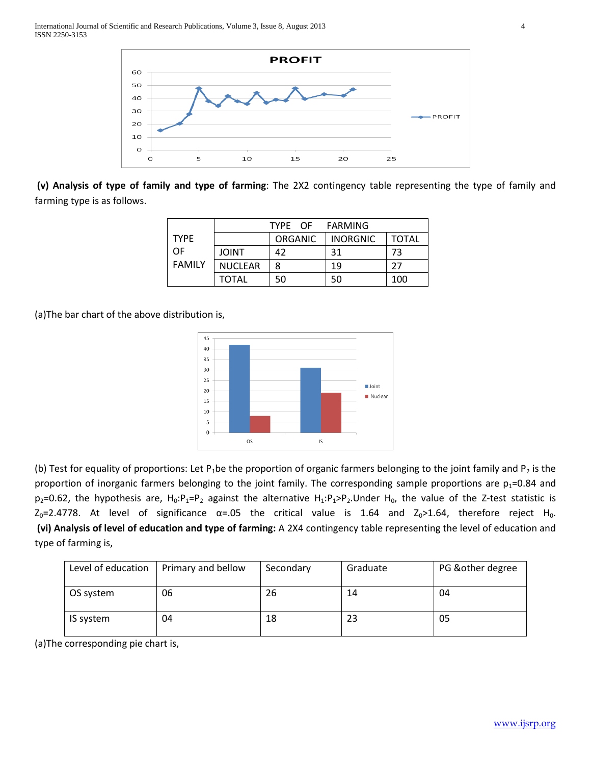**(v) Analysis of type of family and type of farming**: The 2X2 contingency table representing the type of family and farming type is as follows.

| | | TYPE OF FARMING | | |
|---|---|---|---|---|
| TYPE OF FAMILY | | ORGANIC | INORGNIC | TOTAL |
| | JOINT | 42 | 31 | 73 |
| | NUCLEAR | 8 | 19 | 27 |
| | TOTAL | 50 | 50 | 100 |

(a)The bar chart of the above distribution is,

(b) Test for equality of proportions: Let $P_1$be the proportion of organic farmers belonging to the joint family and $P_2$ is the proportion of inorganic farmers belonging to the joint family. The corresponding sample proportions are $p_1$=0.84 and $p_2$=0.62, the hypothesis are, $H_0$:$P_1$=$P_2$ against the alternative $H_1$:$P_1$>$P_2$.Under $H_0$, the value of the Z-test statistic is $Z_0$=2.4778. At level of significance α=.05 the critical value is 1.64 and $Z_0$>1.64, therefore reject $H_0$.

**(vi) Analysis of level of education and type of farming:** A 2X4 contingency table representing the level of education and type of farming is,

| Level of education | Primary and bellow | Secondary | Graduate | PG &other degree |
|---|---|---|---|---|
| OS system | 06 | 26 | 14 | 04 |
| IS system | 04 | 18 | 23 | 05 |

(a)The corresponding pie chart is,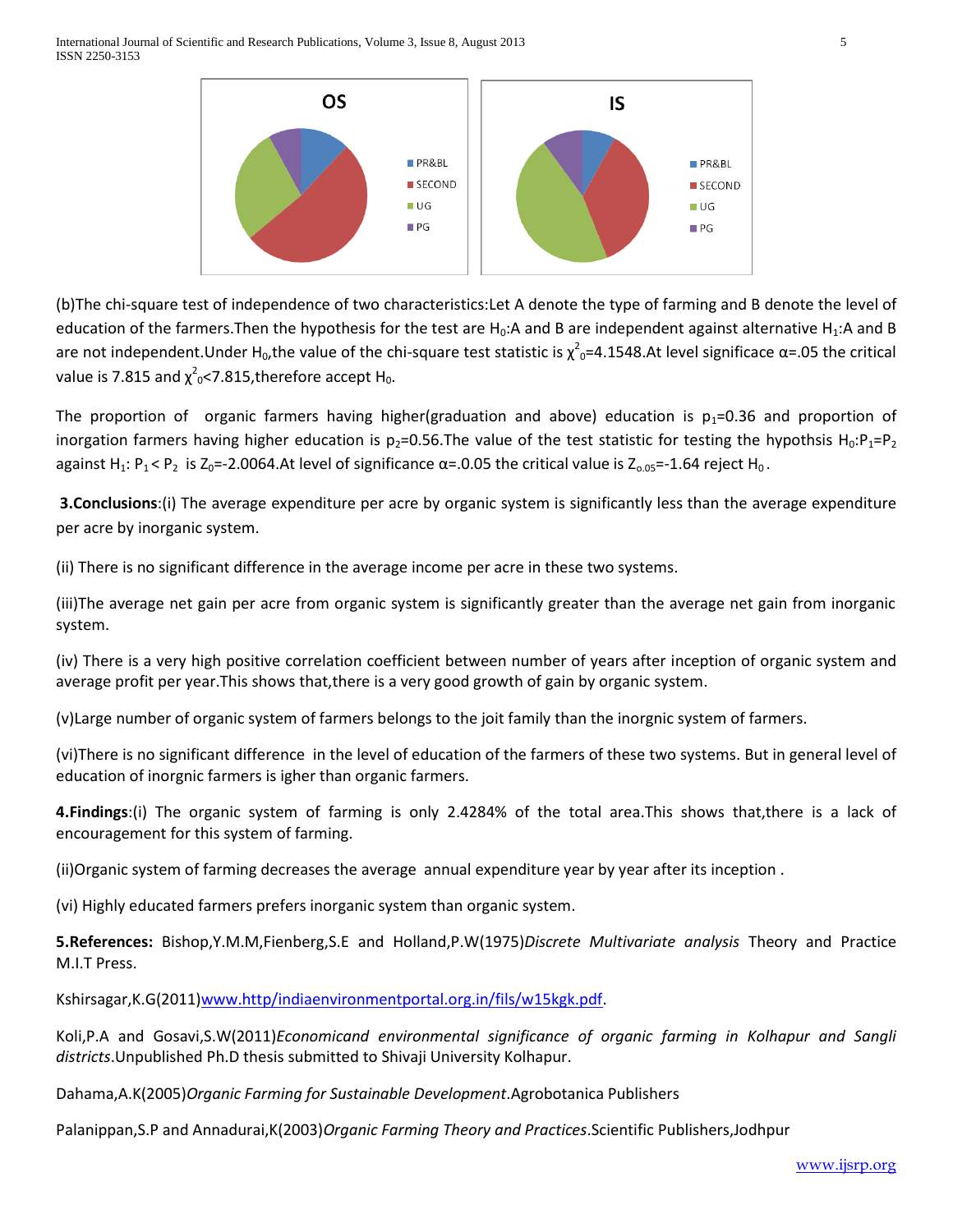(b)The chi-square test of independence of two characteristics:Let A denote the type of farming and B denote the level of education of the farmers.Then the hypothesis for the test are $H_0$:A and B are independent against alternative $H_1$:A and B are not independent.Under $H_0$,the value of the chi-square test statistic is $\chi^2_0$=4.1548.At level significace α=.05 the critical value is 7.815 and $\chi^2_0$<7.815,therefore accept $H_0$.

The proportion of organic farmers having higher(graduation and above) education is $p_1$=0.36 and proportion of inorgation farmers having higher education is $p_2$=0.56.The value of the test statistic for testing the hypothsis $H_0$:$P_1$=$P_2$ against $H_1$: $P_1 < P_2$ is $Z_0$=-2.0064.At level of significance α=.0.05 the critical value is $Z_{0.05}$=-1.64 reject $H_0$.

**3.Conclusions**:(i) The average expenditure per acre by organic system is significantly less than the average expenditure per acre by inorganic system.

(ii) There is no significant difference in the average income per acre in these two systems.

(iii)The average net gain per acre from organic system is significantly greater than the average net gain from inorganic system.

(iv) There is a very high positive correlation coefficient between number of years after inception of organic system and average profit per year.This shows that,there is a very good growth of gain by organic system.

(v)Large number of organic system of farmers belongs to the joit family than the inorgnic system of farmers.

(vi)There is no significant difference in the level of education of the farmers of these two systems. But in general level of education of inorgnic farmers is igher than organic farmers.

**4.Findings**:(i) The organic system of farming is only 2.4284% of the total area.This shows that,there is a lack of encouragement for this system of farming.

(ii)Organic system of farming decreases the average annual expenditure year by year after its inception .

(vi) Highly educated farmers prefers inorganic system than organic system.

**5.References:** Bishop,Y.M.M,Fienberg,S.E and Holland,P.W(1975)*Discrete Multivariate analysis* Theory and Practice M.I.T Press.

Kshirsagar,K.G(2011)www.http/indiaenvironmentportal.org.in/fils/w15kgk.pdf.

Koli,P.A and Gosavi,S.W(2011)*Economicand environmental significance of organic farming in Kolhapur and Sangli districts*.Unpublished Ph.D thesis submitted to Shivaji University Kolhapur.

Dahama,A.K(2005)*Organic Farming for Sustainable Development*.Agrobotanica Publishers

Palanippan,S.P and Annadurai,K(2003)*Organic Farming Theory and Practices*.Scientific Publishers,Jodhpur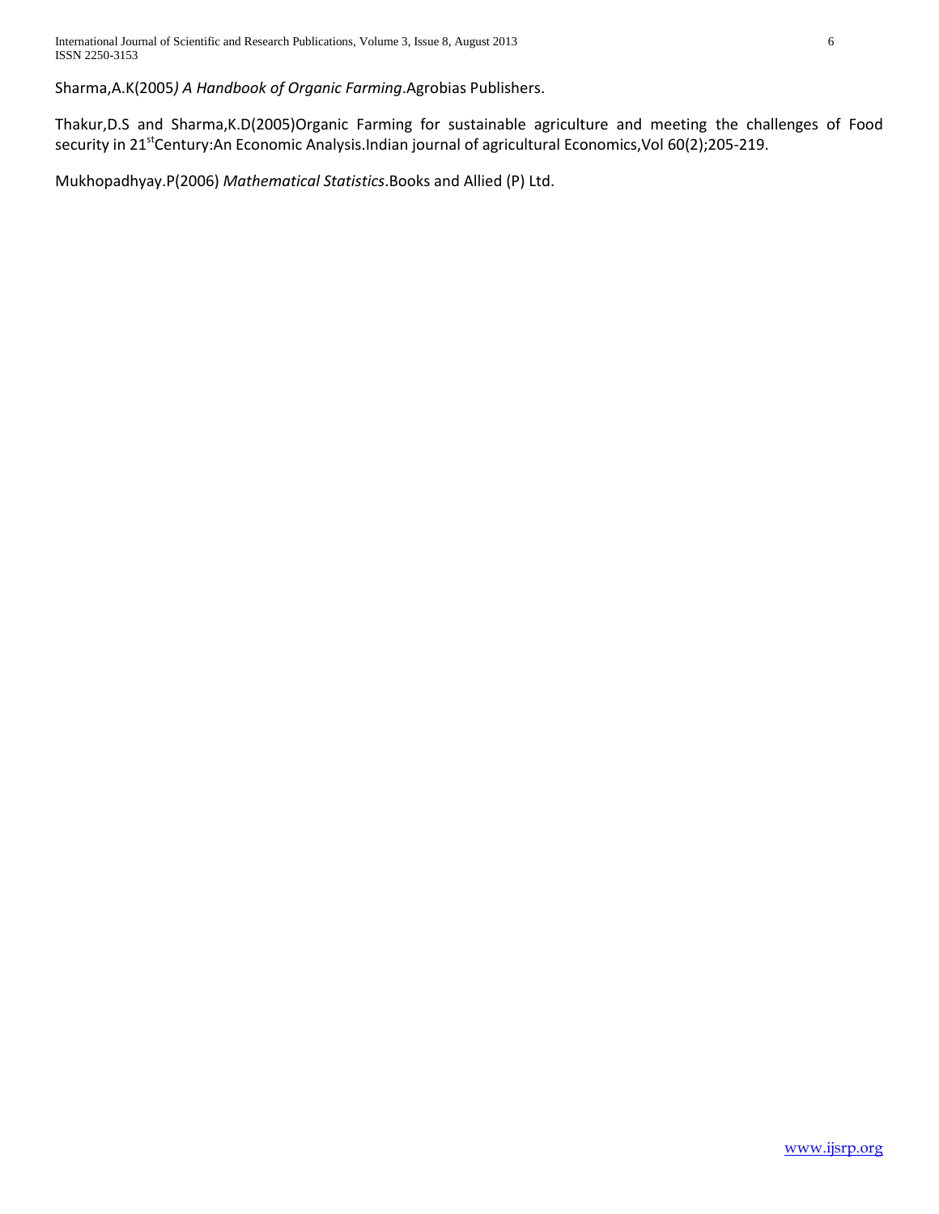Sharma,A.K(2005*) A Handbook of Organic Farming*.Agrobias Publishers.

Thakur,D.S and Sharma,K.D(2005)Organic Farming for sustainable agriculture and meeting the challenges of Food security in 21stCentury:An Economic Analysis.Indian journal of agricultural Economics,Vol 60(2);205-219.

Mukhopadhyay.P(2006) *Mathematical Statistics*.Books and Allied (P) Ltd.